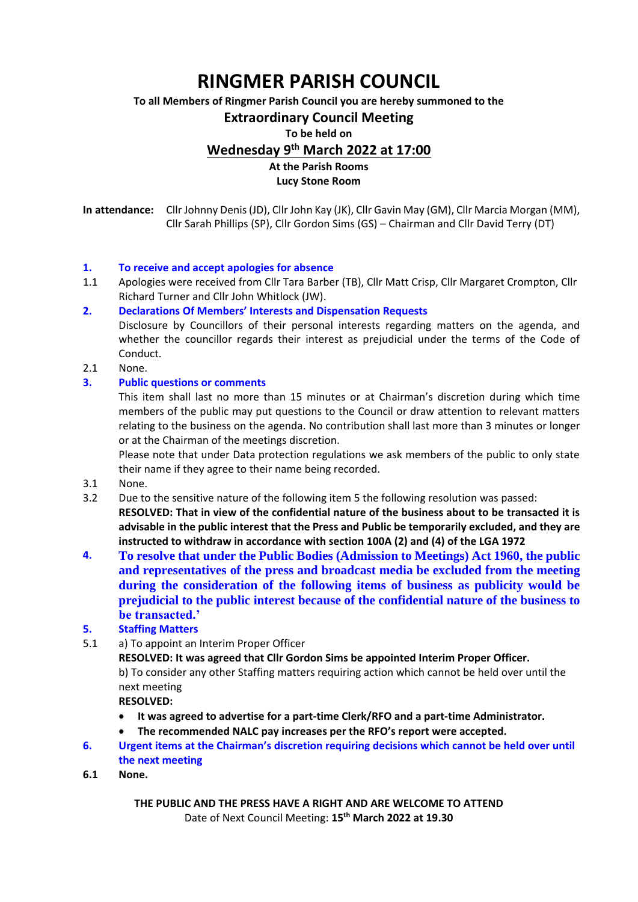# RINGMER PARISH COUNCIL

**To all Members of Ringmer Parish Council you are hereby summoned to the**

## Extraordinary Council Meeting

**To be held on**

**Wednesday 9th March 2022 at 17:00**

**At the Parish Rooms**

**Lucy Stone Room**

**In attendance:** Cllr Johnny Denis (JD), Cllr John Kay (JK), Cllr Gavin May (GM), Cllr Marcia Morgan (MM), Cllr Sarah Phillips (SP), Cllr Gordon Sims (GS) – Chairman and Cllr David Terry (DT)

**1. To receive and accept apologies for absence**

1.1 Apologies were received from Cllr Tara Barber (TB), Cllr Matt Crisp, Cllr Margaret Crompton, Cllr Richard Turner and Cllr John Whitlock (JW).

**2. Declarations Of Members' Interests and Dispensation Requests**

Disclosure by Councillors of their personal interests regarding matters on the agenda, and whether the councillor regards their interest as prejudicial under the terms of the Code of Conduct.

2.1 None.

**3. Public questions or comments**

This item shall last no more than 15 minutes or at Chairman's discretion during which time members of the public may put questions to the Council or draw attention to relevant matters relating to the business on the agenda. No contribution shall last more than 3 minutes or longer or at the Chairman of the meetings discretion.

Please note that under Data protection regulations we ask members of the public to only state their name if they agree to their name being recorded.

3.1 None.

3.2 Due to the sensitive nature of the following item 5 the following resolution was passed:
**RESOLVED: That in view of the confidential nature of the business about to be transacted it is advisable in the public interest that the Press and Public be temporarily excluded, and they are instructed to withdraw in accordance with section 100A (2) and (4) of the LGA 1972**

**4. To resolve that under the Public Bodies (Admission to Meetings) Act 1960, the public and representatives of the press and broadcast media be excluded from the meeting during the consideration of the following items of business as publicity would be prejudicial to the public interest because of the confidential nature of the business to be transacted.'**

**5. Staffing Matters**

5.1 a) To appoint an Interim Proper Officer
**RESOLVED: It was agreed that Cllr Gordon Sims be appointed Interim Proper Officer.**
b) To consider any other Staffing matters requiring action which cannot be held over until the next meeting
**RESOLVED:**

- **It was agreed to advertise for a part-time Clerk/RFO and a part-time Administrator.**
- **The recommended NALC pay increases per the RFO's report were accepted.**

**6. Urgent items at the Chairman's discretion requiring decisions which cannot be held over until the next meeting**

**6.1 None.**

**THE PUBLIC AND THE PRESS HAVE A RIGHT AND ARE WELCOME TO ATTEND**

Date of Next Council Meeting: **15th March 2022 at 19.30**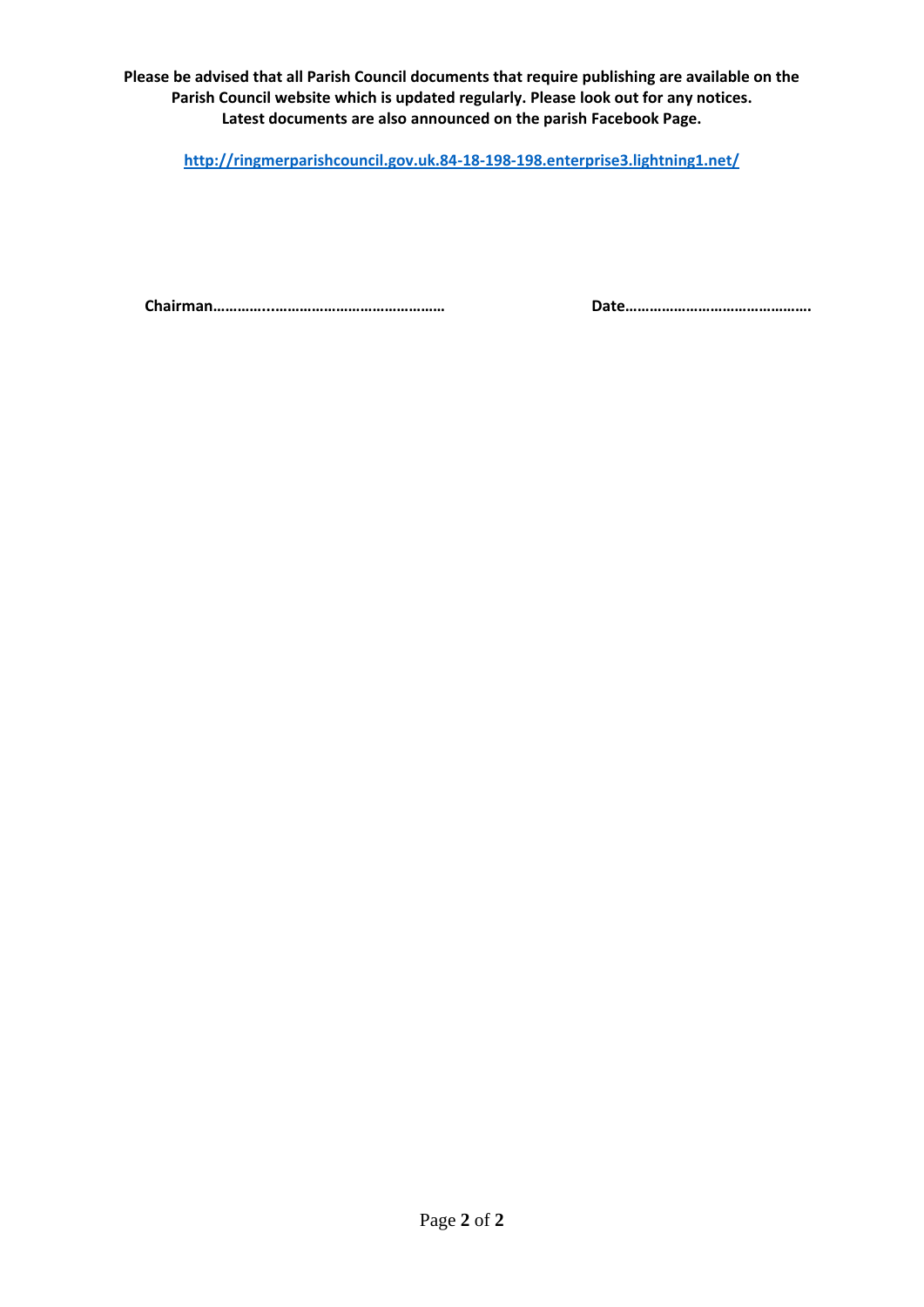**Please be advised that all Parish Council documents that require publishing are available on the Parish Council website which is updated regularly. Please look out for any notices. Latest documents are also announced on the parish Facebook Page.**

**http://ringmerparishcouncil.gov.uk.84-18-198-198.enterprise3.lightning1.net/**

**Chairman……….……………………………………………** **Date……………………………………….**